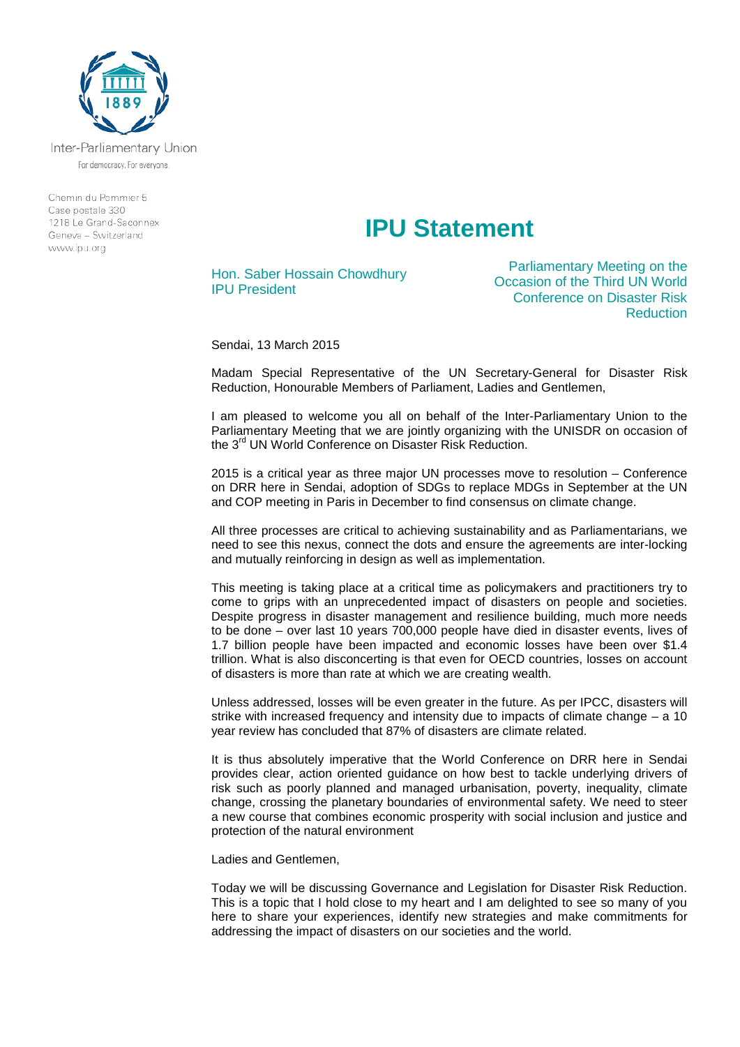Inter-Parliamentary Union

For democracy. For everyone.

Chemin du Pommier 5
Case postale 330
1218 Le Grand-Saconnex
Geneva – Switzerland
www.ipu.org

# IPU Statement

Hon. Saber Hossain Chowdhury
IPU President

Parliamentary Meeting on the Occasion of the Third UN World Conference on Disaster Risk Reduction

Sendai, 13 March 2015

Madam Special Representative of the UN Secretary-General for Disaster Risk Reduction, Honourable Members of Parliament, Ladies and Gentlemen,

I am pleased to welcome you all on behalf of the Inter-Parliamentary Union to the Parliamentary Meeting that we are jointly organizing with the UNISDR on occasion of the 3rd UN World Conference on Disaster Risk Reduction.

2015 is a critical year as three major UN processes move to resolution – Conference on DRR here in Sendai, adoption of SDGs to replace MDGs in September at the UN and COP meeting in Paris in December to find consensus on climate change.

All three processes are critical to achieving sustainability and as Parliamentarians, we need to see this nexus, connect the dots and ensure the agreements are inter-locking and mutually reinforcing in design as well as implementation.

This meeting is taking place at a critical time as policymakers and practitioners try to come to grips with an unprecedented impact of disasters on people and societies. Despite progress in disaster management and resilience building, much more needs to be done – over last 10 years 700,000 people have died in disaster events, lives of 1.7 billion people have been impacted and economic losses have been over $1.4 trillion. What is also disconcerting is that even for OECD countries, losses on account of disasters is more than rate at which we are creating wealth.

Unless addressed, losses will be even greater in the future. As per IPCC, disasters will strike with increased frequency and intensity due to impacts of climate change – a 10 year review has concluded that 87% of disasters are climate related.

It is thus absolutely imperative that the World Conference on DRR here in Sendai provides clear, action oriented guidance on how best to tackle underlying drivers of risk such as poorly planned and managed urbanisation, poverty, inequality, climate change, crossing the planetary boundaries of environmental safety. We need to steer a new course that combines economic prosperity with social inclusion and justice and protection of the natural environment

Ladies and Gentlemen,

Today we will be discussing Governance and Legislation for Disaster Risk Reduction. This is a topic that I hold close to my heart and I am delighted to see so many of you here to share your experiences, identify new strategies and make commitments for addressing the impact of disasters on our societies and the world.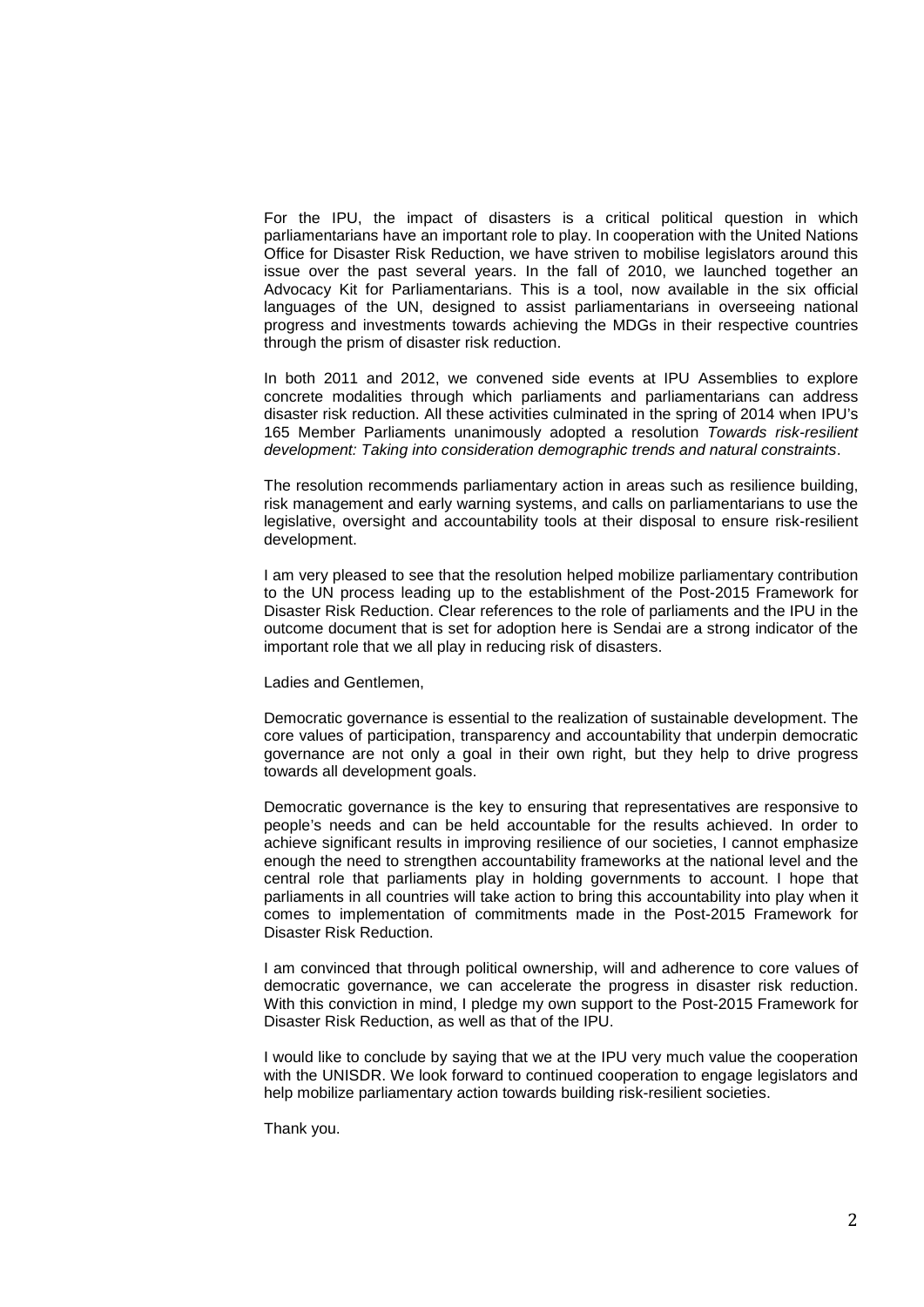For the IPU, the impact of disasters is a critical political question in which parliamentarians have an important role to play. In cooperation with the United Nations Office for Disaster Risk Reduction, we have striven to mobilise legislators around this issue over the past several years. In the fall of 2010, we launched together an Advocacy Kit for Parliamentarians. This is a tool, now available in the six official languages of the UN, designed to assist parliamentarians in overseeing national progress and investments towards achieving the MDGs in their respective countries through the prism of disaster risk reduction.

In both 2011 and 2012, we convened side events at IPU Assemblies to explore concrete modalities through which parliaments and parliamentarians can address disaster risk reduction. All these activities culminated in the spring of 2014 when IPU's 165 Member Parliaments unanimously adopted a resolution *Towards risk-resilient development: Taking into consideration demographic trends and natural constraints*.

The resolution recommends parliamentary action in areas such as resilience building, risk management and early warning systems, and calls on parliamentarians to use the legislative, oversight and accountability tools at their disposal to ensure risk-resilient development.

I am very pleased to see that the resolution helped mobilize parliamentary contribution to the UN process leading up to the establishment of the Post-2015 Framework for Disaster Risk Reduction. Clear references to the role of parliaments and the IPU in the outcome document that is set for adoption here is Sendai are a strong indicator of the important role that we all play in reducing risk of disasters.

Ladies and Gentlemen,

Democratic governance is essential to the realization of sustainable development. The core values of participation, transparency and accountability that underpin democratic governance are not only a goal in their own right, but they help to drive progress towards all development goals.

Democratic governance is the key to ensuring that representatives are responsive to people's needs and can be held accountable for the results achieved. In order to achieve significant results in improving resilience of our societies, I cannot emphasize enough the need to strengthen accountability frameworks at the national level and the central role that parliaments play in holding governments to account. I hope that parliaments in all countries will take action to bring this accountability into play when it comes to implementation of commitments made in the Post-2015 Framework for Disaster Risk Reduction.

I am convinced that through political ownership, will and adherence to core values of democratic governance, we can accelerate the progress in disaster risk reduction. With this conviction in mind, I pledge my own support to the Post-2015 Framework for Disaster Risk Reduction, as well as that of the IPU.

I would like to conclude by saying that we at the IPU very much value the cooperation with the UNISDR. We look forward to continued cooperation to engage legislators and help mobilize parliamentary action towards building risk-resilient societies.

Thank you.